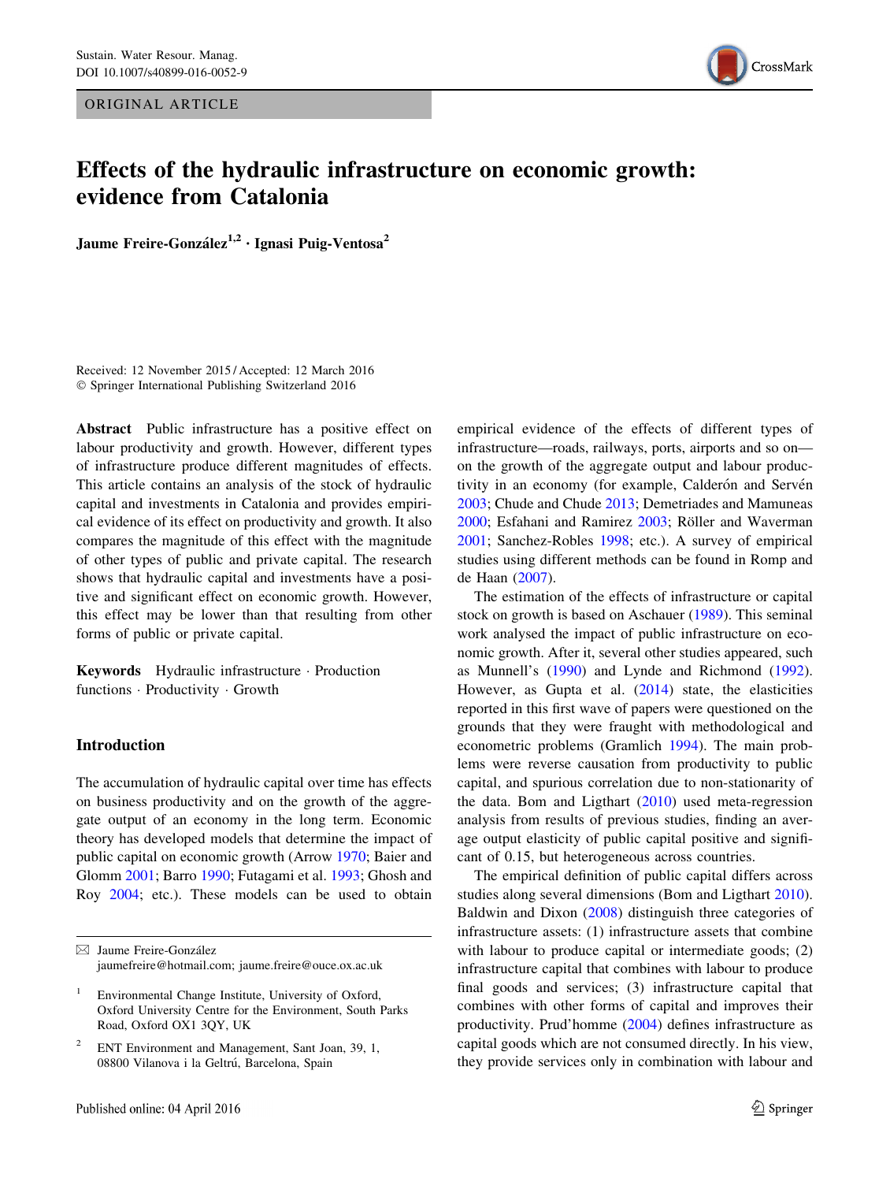ORIGINAL ARTICLE

# Effects of the hydraulic infrastructure on economic growth: evidence from Catalonia

**Jaume Freire-González[1,2] · Ignasi Puig-Ventosa[2]**

Received: 12 November 2015 / Accepted: 12 March 2016
© Springer International Publishing Switzerland 2016

**Abstract** Public infrastructure has a positive effect on labour productivity and growth. However, different types of infrastructure produce different magnitudes of effects. This article contains an analysis of the stock of hydraulic capital and investments in Catalonia and provides empirical evidence of its effect on productivity and growth. It also compares the magnitude of this effect with the magnitude of other types of public and private capital. The research shows that hydraulic capital and investments have a positive and significant effect on economic growth. However, this effect may be lower than that resulting from other forms of public or private capital.

**Keywords** Hydraulic infrastructure · Production functions · Productivity · Growth

## Introduction

The accumulation of hydraulic capital over time has effects on business productivity and on the growth of the aggregate output of an economy in the long term. Economic theory has developed models that determine the impact of public capital on economic growth (Arrow 1970; Baier and Glomm 2001; Barro 1990; Futagami et al. 1993; Ghosh and Roy 2004; etc.). These models can be used to obtain empirical evidence of the effects of different types of infrastructure—roads, railways, ports, airports and so on—on the growth of the aggregate output and labour productivity in an economy (for example, Calderón and Servén 2003; Chude and Chude 2013; Demetriades and Mamuneas 2000; Esfahani and Ramirez 2003; Röller and Waverman 2001; Sanchez-Robles 1998; etc.). A survey of empirical studies using different methods can be found in Romp and de Haan (2007).

The estimation of the effects of infrastructure or capital stock on growth is based on Aschauer (1989). This seminal work analysed the impact of public infrastructure on economic growth. After it, several other studies appeared, such as Munnell's (1990) and Lynde and Richmond (1992). However, as Gupta et al. (2014) state, the elasticities reported in this first wave of papers were questioned on the grounds that they were fraught with methodological and econometric problems (Gramlich 1994). The main problems were reverse causation from productivity to public capital, and spurious correlation due to non-stationarity of the data. Bom and Ligthart (2010) used meta-regression analysis from results of previous studies, finding an average output elasticity of public capital positive and significant of 0.15, but heterogeneous across countries.

The empirical definition of public capital differs across studies along several dimensions (Bom and Ligthart 2010). Baldwin and Dixon (2008) distinguish three categories of infrastructure assets: (1) infrastructure assets that combine with labour to produce capital or intermediate goods; (2) infrastructure capital that combines with labour to produce final goods and services; (3) infrastructure capital that combines with other forms of capital and improves their productivity. Prud'homme (2004) defines infrastructure as capital goods which are not consumed directly. In his view, they provide services only in combination with labour and

---

✉ Jaume Freire-González
jaumefreire@hotmail.com; jaume.freire@ouce.ox.ac.uk

[1] Environmental Change Institute, University of Oxford, Oxford University Centre for the Environment, South Parks Road, Oxford OX1 3QY, UK

[2] ENT Environment and Management, Sant Joan, 39, 1, 08800 Vilanova i la Geltrú, Barcelona, Spain

Published online: 04 April 2016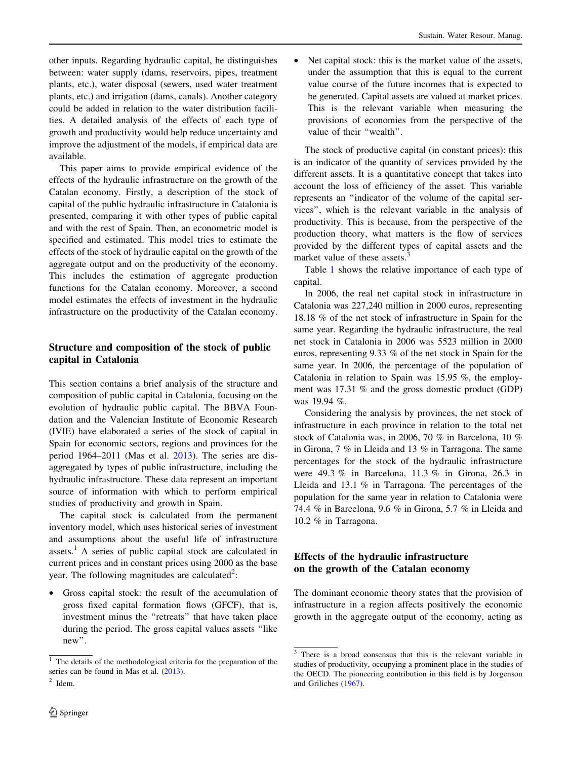other inputs. Regarding hydraulic capital, he distinguishes between: water supply (dams, reservoirs, pipes, treatment plants, etc.), water disposal (sewers, used water treatment plants, etc.) and irrigation (dams, canals). Another category could be added in relation to the water distribution facilities. A detailed analysis of the effects of each type of growth and productivity would help reduce uncertainty and improve the adjustment of the models, if empirical data are available.

This paper aims to provide empirical evidence of the effects of the hydraulic infrastructure on the growth of the Catalan economy. Firstly, a description of the stock of capital of the public hydraulic infrastructure in Catalonia is presented, comparing it with other types of public capital and with the rest of Spain. Then, an econometric model is specified and estimated. This model tries to estimate the effects of the stock of hydraulic capital on the growth of the aggregate output and on the productivity of the economy. This includes the estimation of aggregate production functions for the Catalan economy. Moreover, a second model estimates the effects of investment in the hydraulic infrastructure on the productivity of the Catalan economy.

## Structure and composition of the stock of public capital in Catalonia

This section contains a brief analysis of the structure and composition of public capital in Catalonia, focusing on the evolution of hydraulic public capital. The BBVA Foundation and the Valencian Institute of Economic Research (IVIE) have elaborated a series of the stock of capital in Spain for economic sectors, regions and provinces for the period 1964–2011 (Mas et al. 2013). The series are disaggregated by types of public infrastructure, including the hydraulic infrastructure. These data represent an important source of information with which to perform empirical studies of productivity and growth in Spain.

The capital stock is calculated from the permanent inventory model, which uses historical series of investment and assumptions about the useful life of infrastructure assets.[1] A series of public capital stock are calculated in current prices and in constant prices using 2000 as the base year. The following magnitudes are calculated[2]:

- Gross capital stock: the result of the accumulation of gross fixed capital formation flows (GFCF), that is, investment minus the "retreats" that have taken place during the period. The gross capital values assets "like new".
- Net capital stock: this is the market value of the assets, under the assumption that this is equal to the current value course of the future incomes that is expected to be generated. Capital assets are valued at market prices. This is the relevant variable when measuring the provisions of economies from the perspective of the value of their "wealth".

The stock of productive capital (in constant prices): this is an indicator of the quantity of services provided by the different assets. It is a quantitative concept that takes into account the loss of efficiency of the asset. This variable represents an "indicator of the volume of the capital services", which is the relevant variable in the analysis of productivity. This is because, from the perspective of the production theory, what matters is the flow of services provided by the different types of capital assets and the market value of these assets.[3]

Table 1 shows the relative importance of each type of capital.

In 2006, the real net capital stock in infrastructure in Catalonia was 227,240 million in 2000 euros, representing 18.18 % of the net stock of infrastructure in Spain for the same year. Regarding the hydraulic infrastructure, the real net stock in Catalonia in 2006 was 5523 million in 2000 euros, representing 9.33 % of the net stock in Spain for the same year. In 2006, the percentage of the population of Catalonia in relation to Spain was 15.95 %, the employment was 17.31 % and the gross domestic product (GDP) was 19.94 %.

Considering the analysis by provinces, the net stock of infrastructure in each province in relation to the total net stock of Catalonia was, in 2006, 70 % in Barcelona, 10 % in Girona, 7 % in Lleida and 13 % in Tarragona. The same percentages for the stock of the hydraulic infrastructure were 49.3 % in Barcelona, 11.3 % in Girona, 26.3 in Lleida and 13.1 % in Tarragona. The percentages of the population for the same year in relation to Catalonia were 74.4 % in Barcelona, 9.6 % in Girona, 5.7 % in Lleida and 10.2 % in Tarragona.

## Effects of the hydraulic infrastructure on the growth of the Catalan economy

The dominant economic theory states that the provision of infrastructure in a region affects positively the economic growth in the aggregate output of the economy, acting as

---

[1] The details of the methodological criteria for the preparation of the series can be found in Mas et al. (2013).

[2] Idem.

[3] There is a broad consensus that this is the relevant variable in studies of productivity, occupying a prominent place in the studies of the OECD. The pioneering contribution in this field is by Jorgenson and Griliches (1967).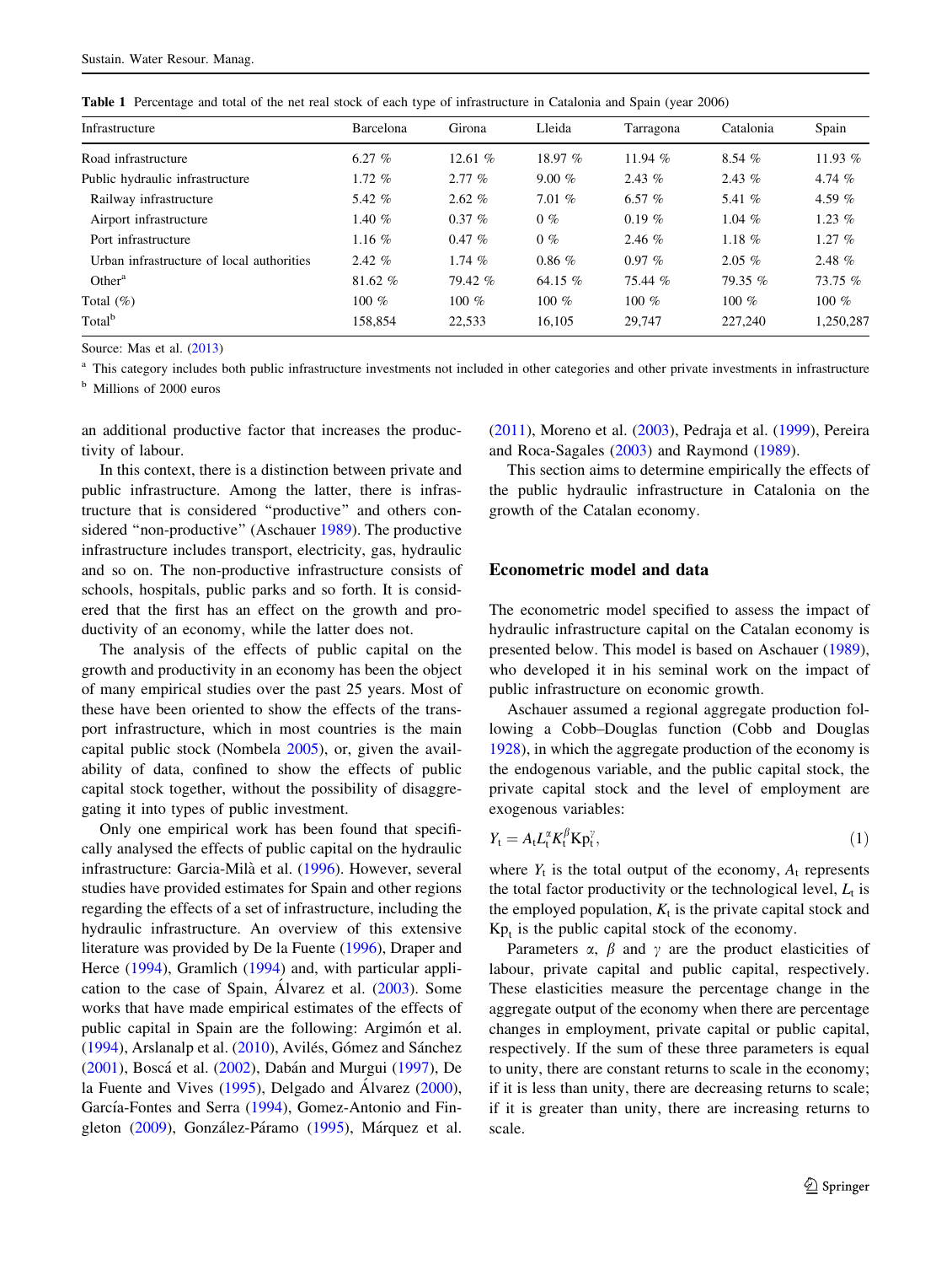Table 1 Percentage and total of the net real stock of each type of infrastructure in Catalonia and Spain (year 2006)

| Infrastructure | Barcelona | Girona | Lleida | Tarragona | Catalonia | Spain |
|---|---|---|---|---|---|---|
| Road infrastructure | 6.27 % | 12.61 % | 18.97 % | 11.94 % | 8.54 % | 11.93 % |
| Public hydraulic infrastructure | 1.72 % | 2.77 % | 9.00 % | 2.43 % | 2.43 % | 4.74 % |
| Railway infrastructure | 5.42 % | 2.62 % | 7.01 % | 6.57 % | 5.41 % | 4.59 % |
| Airport infrastructure | 1.40 % | 0.37 % | 0 % | 0.19 % | 1.04 % | 1.23 % |
| Port infrastructure | 1.16 % | 0.47 % | 0 % | 2.46 % | 1.18 % | 1.27 % |
| Urban infrastructure of local authorities | 2.42 % | 1.74 % | 0.86 % | 0.97 % | 2.05 % | 2.48 % |
| Other[a] | 81.62 % | 79.42 % | 64.15 % | 75.44 % | 79.35 % | 73.75 % |
| Total (%) | 100 % | 100 % | 100 % | 100 % | 100 % | 100 % |
| Total[b] | 158,854 | 22,533 | 16,105 | 29,747 | 227,240 | 1,250,287 |

Source: Mas et al. (2013)

[a] This category includes both public infrastructure investments not included in other categories and other private investments in infrastructure

[b] Millions of 2000 euros

an additional productive factor that increases the productivity of labour.

In this context, there is a distinction between private and public infrastructure. Among the latter, there is infrastructure that is considered "productive" and others considered "non-productive" (Aschauer 1989). The productive infrastructure includes transport, electricity, gas, hydraulic and so on. The non-productive infrastructure consists of schools, hospitals, public parks and so forth. It is considered that the first has an effect on the growth and productivity of an economy, while the latter does not.

The analysis of the effects of public capital on the growth and productivity in an economy has been the object of many empirical studies over the past 25 years. Most of these have been oriented to show the effects of the transport infrastructure, which in most countries is the main capital public stock (Nombela 2005), or, given the availability of data, confined to show the effects of public capital stock together, without the possibility of disaggregating it into types of public investment.

Only one empirical work has been found that specifically analysed the effects of public capital on the hydraulic infrastructure: Garcia-Milà et al. (1996). However, several studies have provided estimates for Spain and other regions regarding the effects of a set of infrastructure, including the hydraulic infrastructure. An overview of this extensive literature was provided by De la Fuente (1996), Draper and Herce (1994), Gramlich (1994) and, with particular application to the case of Spain, Álvarez et al. (2003). Some works that have made empirical estimates of the effects of public capital in Spain are the following: Argimón et al. (1994), Arslanalp et al. (2010), Avilés, Gómez and Sánchez (2001), Boscá et al. (2002), Dabán and Murgui (1997), De la Fuente and Vives (1995), Delgado and Álvarez (2000), García-Fontes and Serra (1994), Gomez-Antonio and Fingleton (2009), González-Páramo (1995), Márquez et al. (2011), Moreno et al. (2003), Pedraja et al. (1999), Pereira and Roca-Sagales (2003) and Raymond (1989).

This section aims to determine empirically the effects of the public hydraulic infrastructure in Catalonia on the growth of the Catalan economy.

## Econometric model and data

The econometric model specified to assess the impact of hydraulic infrastructure capital on the Catalan economy is presented below. This model is based on Aschauer (1989), who developed it in his seminal work on the impact of public infrastructure on economic growth.

Aschauer assumed a regional aggregate production following a Cobb–Douglas function (Cobb and Douglas 1928), in which the aggregate production of the economy is the endogenous variable, and the public capital stock, the private capital stock and the level of employment are exogenous variables:

$$Y_t = A_t L_t^{\alpha} K_t^{\beta} \mathrm{Kp}_t^{\gamma}, \tag{1}$$

where $Y_t$ is the total output of the economy, $A_t$ represents the total factor productivity or the technological level, $L_t$ is the employed population, $K_t$ is the private capital stock and $\mathrm{Kp}_t$ is the public capital stock of the economy.

Parameters $\alpha$, $\beta$ and $\gamma$ are the product elasticities of labour, private capital and public capital, respectively. These elasticities measure the percentage change in the aggregate output of the economy when there are percentage changes in employment, private capital or public capital, respectively. If the sum of these three parameters is equal to unity, there are constant returns to scale in the economy; if it is less than unity, there are decreasing returns to scale; if it is greater than unity, there are increasing returns to scale.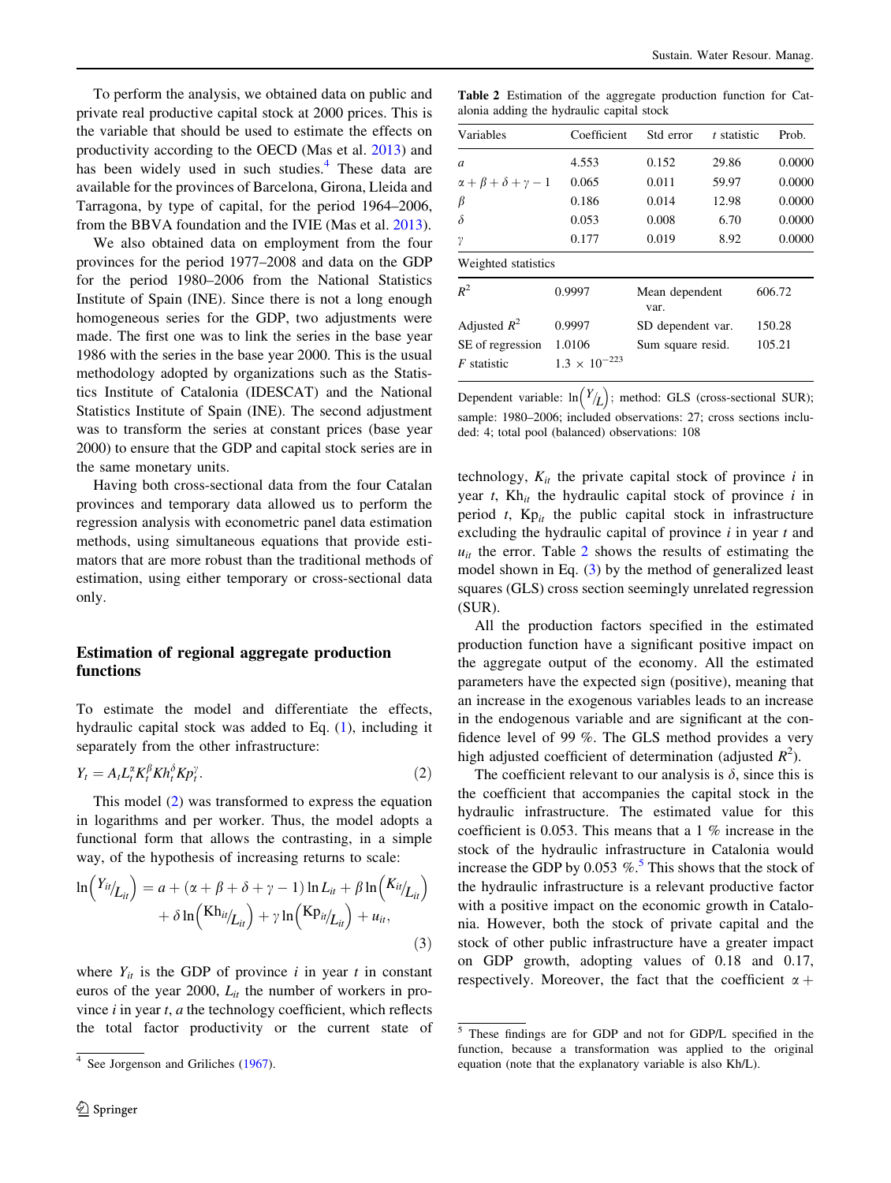To perform the analysis, we obtained data on public and private real productive capital stock at 2000 prices. This is the variable that should be used to estimate the effects on productivity according to the OECD (Mas et al. 2013) and has been widely used in such studies.[4] These data are available for the provinces of Barcelona, Girona, Lleida and Tarragona, by type of capital, for the period 1964–2006, from the BBVA foundation and the IVIE (Mas et al. 2013).

We also obtained data on employment from the four provinces for the period 1977–2008 and data on the GDP for the period 1980–2006 from the National Statistics Institute of Spain (INE). Since there is not a long enough homogeneous series for the GDP, two adjustments were made. The first one was to link the series in the base year 1986 with the series in the base year 2000. This is the usual methodology adopted by organizations such as the Statistics Institute of Catalonia (IDESCAT) and the National Statistics Institute of Spain (INE). The second adjustment was to transform the series at constant prices (base year 2000) to ensure that the GDP and capital stock series are in the same monetary units.

Having both cross-sectional data from the four Catalan provinces and temporary data allowed us to perform the regression analysis with econometric panel data estimation methods, using simultaneous equations that provide estimators that are more robust than the traditional methods of estimation, using either temporary or cross-sectional data only.

## Estimation of regional aggregate production functions

To estimate the model and differentiate the effects, hydraulic capital stock was added to Eq. (1), including it separately from the other infrastructure:

$$Y_t = A_t L_t^{\alpha} K_t^{\beta} Kh_t^{\delta} Kp_t^{\gamma}. \tag{2}$$

This model (2) was transformed to express the equation in logarithms and per worker. Thus, the model adopts a functional form that allows the contrasting, in a simple way, of the hypothesis of increasing returns to scale:

$$\ln\left(Y_{it}/L_{it}\right) = a + (\alpha + \beta + \delta + \gamma - 1)\ln L_{it} + \beta \ln\left(K_{it}/L_{it}\right) + \delta \ln\left(\mathrm{Kh}_{it}/L_{it}\right) + \gamma \ln\left(\mathrm{Kp}_{it}/L_{it}\right) + u_{it}, \tag{3}$$

where $Y_{it}$ is the GDP of province $i$ in year $t$ in constant euros of the year 2000, $L_{it}$ the number of workers in province $i$ in year $t$, $a$ the technology coefficient, which reflects the total factor productivity or the current state of technology, $K_{it}$ the private capital stock of province $i$ in year $t$, $\mathrm{Kh}_{it}$ the hydraulic capital stock of province $i$ in period $t$, $\mathrm{Kp}_{it}$ the public capital stock in infrastructure excluding the hydraulic capital of province $i$ in year $t$ and $u_{it}$ the error. Table 2 shows the results of estimating the model shown in Eq. (3) by the method of generalized least squares (GLS) cross section seemingly unrelated regression (SUR).

**Table 2** Estimation of the aggregate production function for Catalonia adding the hydraulic capital stock

| Variables | Coefficient | Std error | $t$ statistic | Prob. |
|---|---|---|---|---|
| $a$ | 4.553 | 0.152 | 29.86 | 0.0000 |
| $\alpha + \beta + \delta + \gamma - 1$ | 0.065 | 0.011 | 59.97 | 0.0000 |
| $\beta$ | 0.186 | 0.014 | 12.98 | 0.0000 |
| $\delta$ | 0.053 | 0.008 | 6.70 | 0.0000 |
| $\gamma$ | 0.177 | 0.019 | 8.92 | 0.0000 |
| Weighted statistics | | | | |
| $R^2$ | 0.9997 | Mean dependent var. | 606.72 | |
| Adjusted $R^2$ | 0.9997 | SD dependent var. | 150.28 | |
| SE of regression | 1.0106 | Sum square resid. | 105.21 | |
| $F$ statistic | $1.3 \times 10^{-223}$ | | | |

Dependent variable: $\ln\left(Y/L\right)$; method: GLS (cross-sectional SUR); sample: 1980–2006; included observations: 27; cross sections included: 4; total pool (balanced) observations: 108

All the production factors specified in the estimated production function have a significant positive impact on the aggregate output of the economy. All the estimated parameters have the expected sign (positive), meaning that an increase in the exogenous variables leads to an increase in the endogenous variable and are significant at the confidence level of 99 %. The GLS method provides a very high adjusted coefficient of determination (adjusted $R^2$).

The coefficient relevant to our analysis is $\delta$, since this is the coefficient that accompanies the capital stock in the hydraulic infrastructure. The estimated value for this coefficient is 0.053. This means that a 1 % increase in the stock of the hydraulic infrastructure in Catalonia would increase the GDP by 0.053 %.[5] This shows that the stock of the hydraulic infrastructure is a relevant productive factor with a positive impact on the economic growth in Catalonia. However, both the stock of private capital and the stock of other public infrastructure have a greater impact on GDP growth, adopting values of 0.18 and 0.17, respectively. Moreover, the fact that the coefficient $\alpha +$

[4] See Jorgenson and Griliches (1967).

[5] These findings are for GDP and not for GDP/L specified in the function, because a transformation was applied to the original equation (note that the explanatory variable is also Kh/L).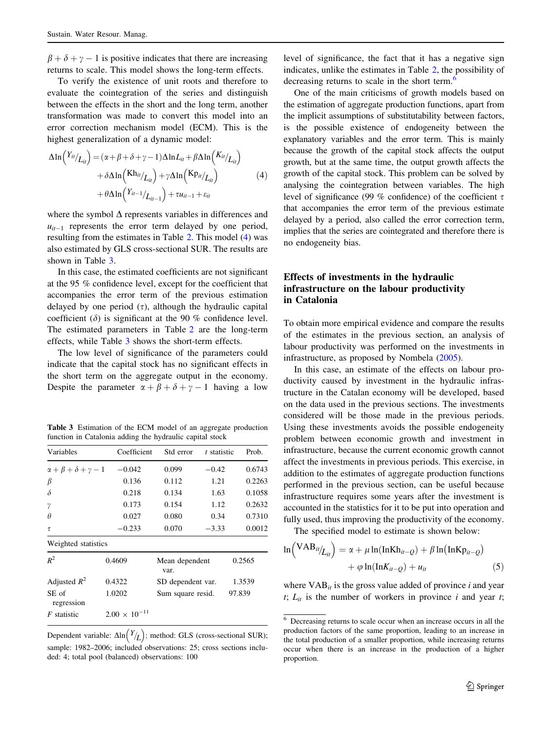$\beta + \delta + \gamma - 1$ is positive indicates that there are increasing returns to scale. This model shows the long-term effects.

To verify the existence of unit roots and therefore to evaluate the cointegration of the series and distinguish between the effects in the short and the long term, another transformation was made to convert this model into an error correction mechanism model (ECM). This is the highest generalization of a dynamic model:

$$\Delta \ln\left({}^{Y_{it}}/_{L_{it}}\right) = (\alpha+\beta+\delta+\gamma-1)\Delta \ln L_{it} + \beta \Delta \ln\left({}^{K_{it}}/_{L_{it}}\right) + \delta \Delta \ln\left({}^{\mathrm{Kh}_{it}}/_{L_{it}}\right) + \gamma \Delta \ln\left({}^{\mathrm{Kp}_{it}}/_{L_{it}}\right) + \theta \Delta \ln\left({}^{Y_{it-1}}/_{L_{it-1}}\right) + \tau u_{it-1} + \varepsilon_{it} \tag{4}$$

where the symbol $\Delta$ represents variables in differences and $u_{it-1}$ represents the error term delayed by one period, resulting from the estimates in Table 2. This model (4) was also estimated by GLS cross-sectional SUR. The results are shown in Table 3.

In this case, the estimated coefficients are not significant at the 95 % confidence level, except for the coefficient that accompanies the error term of the previous estimation delayed by one period ($\tau$), although the hydraulic capital coefficient ($\delta$) is significant at the 90 % confidence level. The estimated parameters in Table 2 are the long-term effects, while Table 3 shows the short-term effects.

The low level of significance of the parameters could indicate that the capital stock has no significant effects in the short term on the aggregate output in the economy. Despite the parameter $\alpha + \beta + \delta + \gamma - 1$ having a low level of significance, the fact that it has a negative sign indicates, unlike the estimates in Table 2, the possibility of decreasing returns to scale in the short term.[6]

**Table 3** Estimation of the ECM model of an aggregate production function in Catalonia adding the hydraulic capital stock

| Variables | Coefficient | Std error | $t$ statistic | Prob. |
|---|---|---|---|---|
| $\alpha + \beta + \delta + \gamma - 1$ | −0.042 | 0.099 | −0.42 | 0.6743 |
| $\beta$ | 0.136 | 0.112 | 1.21 | 0.2263 |
| $\delta$ | 0.218 | 0.134 | 1.63 | 0.1058 |
| $\gamma$ | 0.173 | 0.154 | 1.12 | 0.2632 |
| $\theta$ | 0.027 | 0.080 | 0.34 | 0.7310 |
| $\tau$ | −0.233 | 0.070 | −3.33 | 0.0012 |
| Weighted statistics | | | | |
| $R^2$ | 0.4609 | Mean dependent var. | 0.2565 | |
| Adjusted $R^2$ | 0.4322 | SD dependent var. | 1.3539 | |
| SE of regression | 1.0202 | Sum square resid. | 97.839 | |
| $F$ statistic | $2.00 \times 10^{-11}$ | | | |

Dependent variable: $\Delta \ln\left({}^{Y}/_{L}\right)$; method: GLS (cross-sectional SUR); sample: 1982–2006; included observations: 25; cross sections included: 4; total pool (balanced) observations: 100

One of the main criticisms of growth models based on the estimation of aggregate production functions, apart from the implicit assumptions of substitutability between factors, is the possible existence of endogeneity between the explanatory variables and the error term. This is mainly because the growth of the capital stock affects the output growth, but at the same time, the output growth affects the growth of the capital stock. This problem can be solved by analysing the cointegration between variables. The high level of significance (99 % confidence) of the coefficient $\tau$ that accompanies the error term of the previous estimate delayed by a period, also called the error correction term, implies that the series are cointegrated and therefore there is no endogeneity bias.

## Effects of investments in the hydraulic infrastructure on the labour productivity in Catalonia

To obtain more empirical evidence and compare the results of the estimates in the previous section, an analysis of labour productivity was performed on the investments in infrastructure, as proposed by Nombela (2005).

In this case, an estimate of the effects on labour productivity caused by investment in the hydraulic infrastructure in the Catalan economy will be developed, based on the data used in the previous sections. The investments considered will be those made in the previous periods. Using these investments avoids the possible endogeneity problem between economic growth and investment in infrastructure, because the current economic growth cannot affect the investments in previous periods. This exercise, in addition to the estimates of aggregate production functions performed in the previous section, can be useful because infrastructure requires some years after the investment is accounted in the statistics for it to be put into operation and fully used, thus improving the productivity of the economy.

The specified model to estimate is shown below:

$$\ln\left({}^{\mathrm{VAB}_{it}}/_{L_{it}}\right) = \alpha + \mu \ln\left(\mathrm{InKh}_{it-Q}\right) + \beta \ln\left(\mathrm{InKp}_{it-Q}\right) + \varphi \ln\left(\mathrm{In}K_{it-Q}\right) + u_{it} \tag{5}$$

where $\mathrm{VAB}_{it}$ is the gross value added of province $i$ and year $t$; $L_{it}$ is the number of workers in province $i$ and year $t$;

[6] Decreasing returns to scale occur when an increase occurs in all the production factors of the same proportion, leading to an increase in the total production of a smaller proportion, while increasing returns occur when there is an increase in the production of a higher proportion.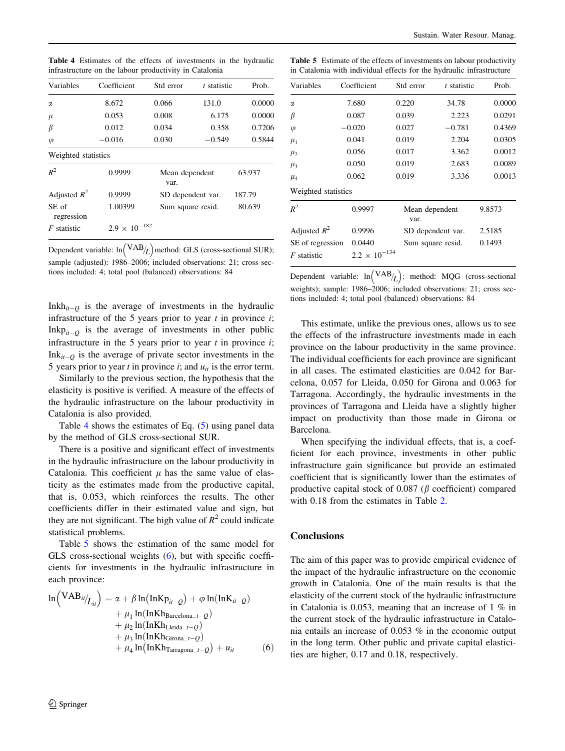**Table 4** Estimates of the effects of investments in the hydraulic infrastructure on the labour productivity in Catalonia

| Variables | Coefficient | Std error | *t* statistic | Prob. |
|---|---|---|---|---|
| $\alpha$ | 8.672 | 0.066 | 131.0 | 0.0000 |
| $\mu$ | 0.053 | 0.008 | 6.175 | 0.0000 |
| $\beta$ | 0.012 | 0.034 | 0.358 | 0.7206 |
| $\varphi$ | −0.016 | 0.030 | −0.549 | 0.5844 |
| Weighted statistics | | | | |
| $R^2$ | 0.9999 | Mean dependent var. | | 63.937 |
| Adjusted $R^2$ | 0.9999 | SD dependent var. | | 187.79 |
| SE of regression | 1.00399 | Sum square resid. | | 80.639 |
| *F* statistic | $2.9 \times 10^{-182}$ | | | |

Dependent variable: $\ln\left(\text{VAB}/_{L}\right)$ method: GLS (cross-sectional SUR); sample (adjusted): 1986–2006; included observations: 21; cross sections included: 4; total pool (balanced) observations: 84

$\text{Inkh}_{it-Q}$ is the average of investments in the hydraulic infrastructure of the 5 years prior to year $t$ in province $i$; $\text{Inkp}_{it-Q}$ is the average of investments in other public infrastructure in the 5 years prior to year $t$ in province $i$; $\text{Ink}_{it-Q}$ is the average of private sector investments in the 5 years prior to year $t$ in province $i$; and $u_{it}$ is the error term.

Similarly to the previous section, the hypothesis that the elasticity is positive is verified. A measure of the effects of the hydraulic infrastructure on the labour productivity in Catalonia is also provided.

Table 4 shows the estimates of Eq. (5) using panel data by the method of GLS cross-sectional SUR.

There is a positive and significant effect of investments in the hydraulic infrastructure on the labour productivity in Catalonia. This coefficient $\mu$ has the same value of elasticity as the estimates made from the productive capital, that is, 0.053, which reinforces the results. The other coefficients differ in their estimated value and sign, but they are not significant. The high value of $R^2$ could indicate statistical problems.

Table 5 shows the estimation of the same model for GLS cross-sectional weights (6), but with specific coefficients for investments in the hydraulic infrastructure in each province:

$$
\begin{aligned}
\ln\left(\text{VAB}_{it}/_{L_{it}}\right) = {} & \alpha + \beta \ln\left(\text{InKp}_{it-Q}\right) + \varphi \ln\left(\text{InK}_{it-Q}\right) \\
& + \mu_1 \ln\left(\text{InKh}_{\text{Barcelona\_}t-Q}\right) \\
& + \mu_2 \ln\left(\text{InKh}_{\text{Lleida\_}t-Q}\right) \\
& + \mu_3 \ln\left(\text{InKh}_{\text{Girona\_}t-Q}\right) \\
& + \mu_4 \ln\left(\text{InKh}_{\text{Tarragona\_}t-Q}\right) + u_{it} \qquad (6)
\end{aligned}
$$

**Table 5** Estimate of the effects of investments on labour productivity in Catalonia with individual effects for the hydraulic infrastructure

| Variables | Coefficient | Std error | *t* statistic | Prob. |
|---|---|---|---|---|
| $\alpha$ | 7.680 | 0.220 | 34.78 | 0.0000 |
| $\beta$ | 0.087 | 0.039 | 2.223 | 0.0291 |
| $\varphi$ | −0.020 | 0.027 | −0.781 | 0.4369 |
| $\mu_1$ | 0.041 | 0.019 | 2.204 | 0.0305 |
| $\mu_2$ | 0.056 | 0.017 | 3.362 | 0.0012 |
| $\mu_3$ | 0.050 | 0.019 | 2.683 | 0.0089 |
| $\mu_4$ | 0.062 | 0.019 | 3.336 | 0.0013 |
| Weighted statistics | | | | |
| $R^2$ | 0.9997 | Mean dependent var. | | 9.8573 |
| Adjusted $R^2$ | 0.9996 | SD dependent var. | | 2.5185 |
| SE of regression | 0.0440 | Sum square resid. | | 0.1493 |
| *F* statistic | $2.2 \times 10^{-134}$ | | | |

Dependent variable: $\ln\left(\text{VAB}/_{L}\right)$; method: MQG (cross-sectional weights); sample: 1986–2006; included observations: 21; cross sections included: 4; total pool (balanced) observations: 84

This estimate, unlike the previous ones, allows us to see the effects of the infrastructure investments made in each province on the labour productivity in the same province. The individual coefficients for each province are significant in all cases. The estimated elasticities are 0.042 for Barcelona, 0.057 for Lleida, 0.050 for Girona and 0.063 for Tarragona. Accordingly, the hydraulic investments in the provinces of Tarragona and Lleida have a slightly higher impact on productivity than those made in Girona or Barcelona.

When specifying the individual effects, that is, a coefficient for each province, investments in other public infrastructure gain significance but provide an estimated coefficient that is significantly lower than the estimates of productive capital stock of 0.087 ($\beta$ coefficient) compared with 0.18 from the estimates in Table 2.

## Conclusions

The aim of this paper was to provide empirical evidence of the impact of the hydraulic infrastructure on the economic growth in Catalonia. One of the main results is that the elasticity of the current stock of the hydraulic infrastructure in Catalonia is 0.053, meaning that an increase of 1 % in the current stock of the hydraulic infrastructure in Catalonia entails an increase of 0.053 % in the economic output in the long term. Other public and private capital elasticities are higher, 0.17 and 0.18, respectively.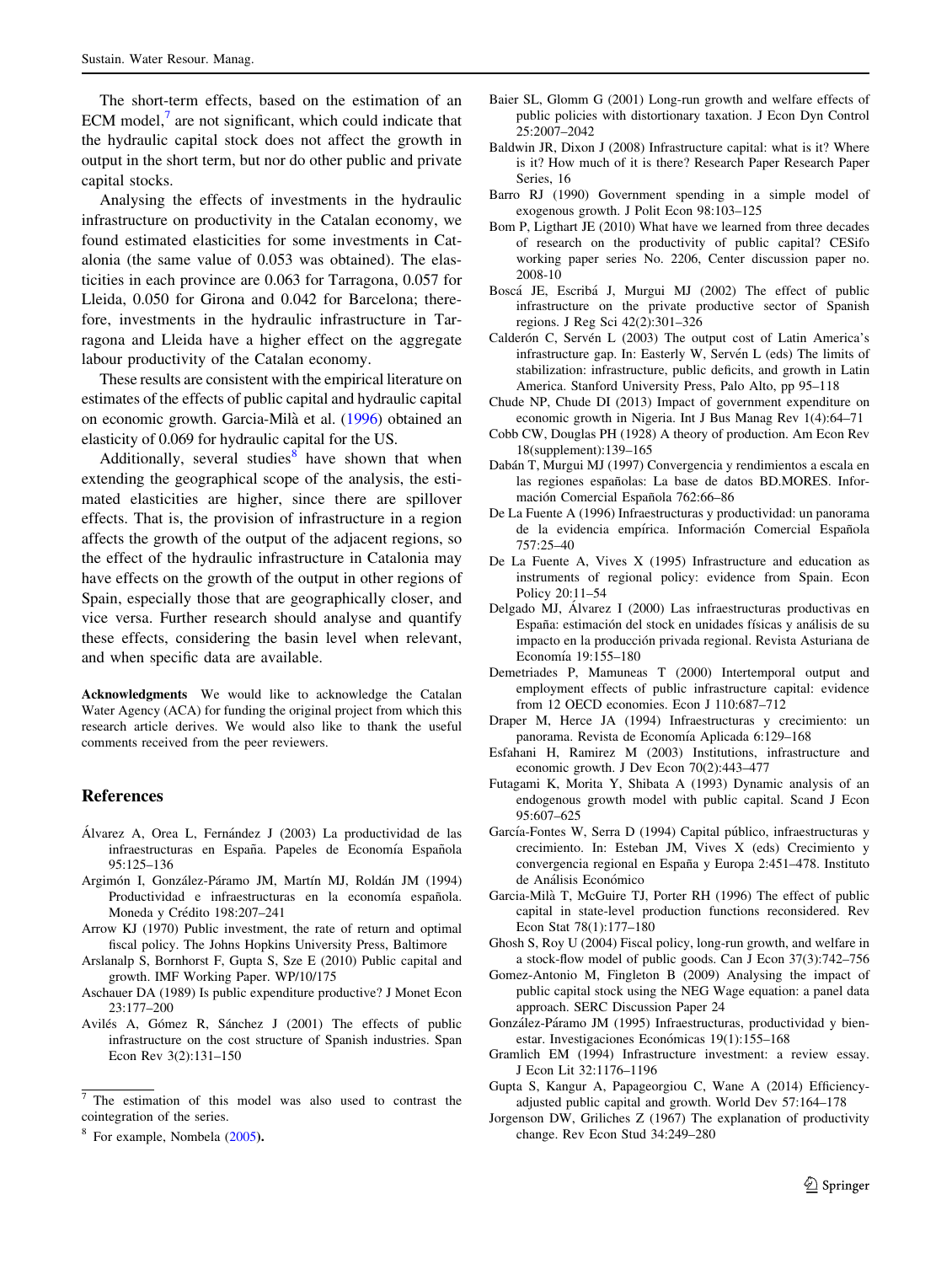The short-term effects, based on the estimation of an ECM model,[7] are not significant, which could indicate that the hydraulic capital stock does not affect the growth in output in the short term, but nor do other public and private capital stocks.

Analysing the effects of investments in the hydraulic infrastructure on productivity in the Catalan economy, we found estimated elasticities for some investments in Catalonia (the same value of 0.053 was obtained). The elasticities in each province are 0.063 for Tarragona, 0.057 for Lleida, 0.050 for Girona and 0.042 for Barcelona; therefore, investments in the hydraulic infrastructure in Tarragona and Lleida have a higher effect on the aggregate labour productivity of the Catalan economy.

These results are consistent with the empirical literature on estimates of the effects of public capital and hydraulic capital on economic growth. Garcia-Milà et al. (1996) obtained an elasticity of 0.069 for hydraulic capital for the US.

Additionally, several studies[8] have shown that when extending the geographical scope of the analysis, the estimated elasticities are higher, since there are spillover effects. That is, the provision of infrastructure in a region affects the growth of the output of the adjacent regions, so the effect of the hydraulic infrastructure in Catalonia may have effects on the growth of the output in other regions of Spain, especially those that are geographically closer, and vice versa. Further research should analyse and quantify these effects, considering the basin level when relevant, and when specific data are available.

**Acknowledgments** We would like to acknowledge the Catalan Water Agency (ACA) for funding the original project from which this research article derives. We would also like to thank the useful comments received from the peer reviewers.

## References

Álvarez A, Orea L, Fernández J (2003) La productividad de las infraestructuras en España. Papeles de Economía Española 95:125–136

Argimón I, González-Páramo JM, Martín MJ, Roldán JM (1994) Productividad e infraestructuras en la economía española. Moneda y Crédito 198:207–241

Arrow KJ (1970) Public investment, the rate of return and optimal fiscal policy. The Johns Hopkins University Press, Baltimore

Arslanalp S, Bornhorst F, Gupta S, Sze E (2010) Public capital and growth. IMF Working Paper. WP/10/175

Aschauer DA (1989) Is public expenditure productive? J Monet Econ 23:177–200

Avilés A, Gómez R, Sánchez J (2001) The effects of public infrastructure on the cost structure of Spanish industries. Span Econ Rev 3(2):131–150

Baier SL, Glomm G (2001) Long-run growth and welfare effects of public policies with distortionary taxation. J Econ Dyn Control 25:2007–2042

Baldwin JR, Dixon J (2008) Infrastructure capital: what is it? Where is it? How much of it is there? Research Paper Research Paper Series, 16

Barro RJ (1990) Government spending in a simple model of exogenous growth. J Polit Econ 98:103–125

Bom P, Ligthart JE (2010) What have we learned from three decades of research on the productivity of public capital? CESifo working paper series No. 2206, Center discussion paper no. 2008-10

Boscá JE, Escribá J, Murgui MJ (2002) The effect of public infrastructure on the private productive sector of Spanish regions. J Reg Sci 42(2):301–326

Calderón C, Servén L (2003) The output cost of Latin America's infrastructure gap. In: Easterly W, Servén L (eds) The limits of stabilization: infrastructure, public deficits, and growth in Latin America. Stanford University Press, Palo Alto, pp 95–118

Chude NP, Chude DI (2013) Impact of government expenditure on economic growth in Nigeria. Int J Bus Manag Rev 1(4):64–71

Cobb CW, Douglas PH (1928) A theory of production. Am Econ Rev 18(supplement):139–165

Dabán T, Murgui MJ (1997) Convergencia y rendimientos a escala en las regiones españolas: La base de datos BD.MORES. Información Comercial Española 762:66–86

De La Fuente A (1996) Infraestructuras y productividad: un panorama de la evidencia empírica. Información Comercial Española 757:25–40

De La Fuente A, Vives X (1995) Infrastructure and education as instruments of regional policy: evidence from Spain. Econ Policy 20:11–54

Delgado MJ, Álvarez I (2000) Las infraestructuras productivas en España: estimación del stock en unidades físicas y análisis de su impacto en la producción privada regional. Revista Asturiana de Economía 19:155–180

Demetriades P, Mamuneas T (2000) Intertemporal output and employment effects of public infrastructure capital: evidence from 12 OECD economies. Econ J 110:687–712

Draper M, Herce JA (1994) Infraestructuras y crecimiento: un panorama. Revista de Economía Aplicada 6:129–168

Esfahani H, Ramirez M (2003) Institutions, infrastructure and economic growth. J Dev Econ 70(2):443–477

Futagami K, Morita Y, Shibata A (1993) Dynamic analysis of an endogenous growth model with public capital. Scand J Econ 95:607–625

García-Fontes W, Serra D (1994) Capital público, infraestructuras y crecimiento. In: Esteban JM, Vives X (eds) Crecimiento y convergencia regional en España y Europa 2:451–478. Instituto de Análisis Económico

Garcia-Milà T, McGuire TJ, Porter RH (1996) The effect of public capital in state-level production functions reconsidered. Rev Econ Stat 78(1):177–180

Ghosh S, Roy U (2004) Fiscal policy, long-run growth, and welfare in a stock-flow model of public goods. Can J Econ 37(3):742–756

Gomez-Antonio M, Fingleton B (2009) Analysing the impact of public capital stock using the NEG Wage equation: a panel data approach. SERC Discussion Paper 24

González-Páramo JM (1995) Infraestructuras, productividad y bienestar. Investigaciones Económicas 19(1):155–168

Gramlich EM (1994) Infrastructure investment: a review essay. J Econ Lit 32:1176–1196

Gupta S, Kangur A, Papageorgiou C, Wane A (2014) Efficiency-adjusted public capital and growth. World Dev 57:164–178

Jorgenson DW, Griliches Z (1967) The explanation of productivity change. Rev Econ Stud 34:249–280

---

[7] The estimation of this model was also used to contrast the cointegration of the series.

[8] For example, Nombela (2005).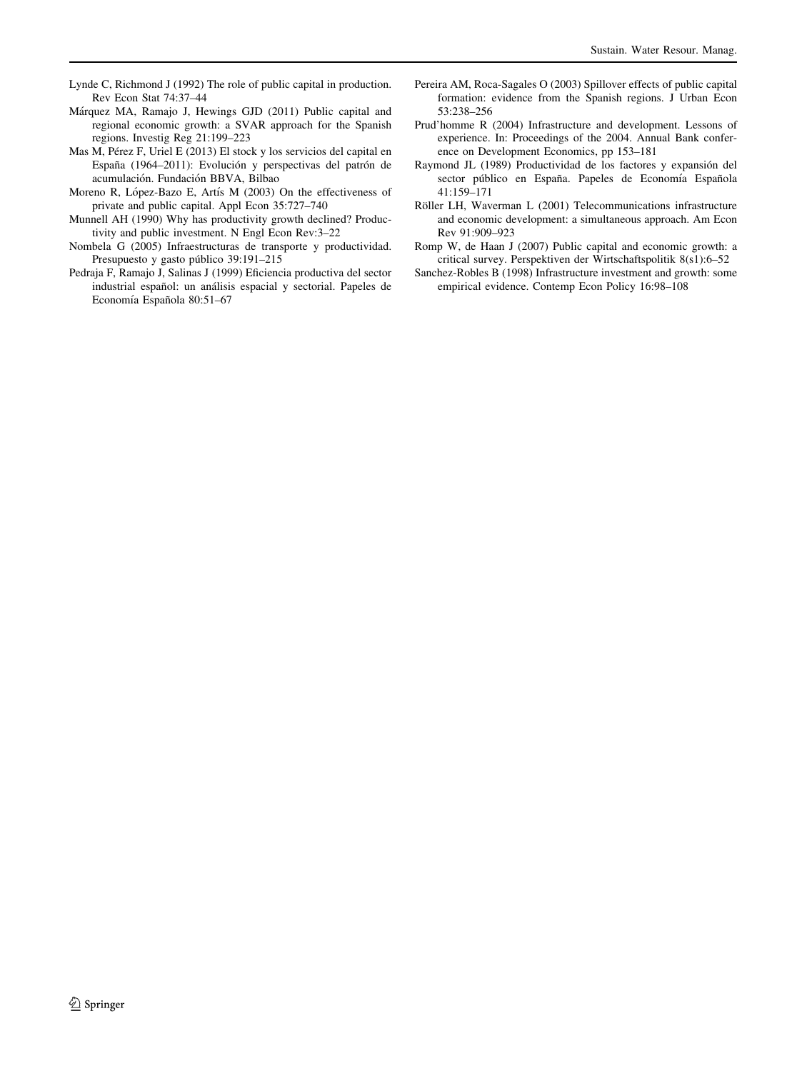Lynde C, Richmond J (1992) The role of public capital in production. Rev Econ Stat 74:37–44

Márquez MA, Ramajo J, Hewings GJD (2011) Public capital and regional economic growth: a SVAR approach for the Spanish regions. Investig Reg 21:199–223

Mas M, Pérez F, Uriel E (2013) El stock y los servicios del capital en España (1964–2011): Evolución y perspectivas del patrón de acumulación. Fundación BBVA, Bilbao

Moreno R, López-Bazo E, Artís M (2003) On the effectiveness of private and public capital. Appl Econ 35:727–740

Munnell AH (1990) Why has productivity growth declined? Productivity and public investment. N Engl Econ Rev:3–22

Nombela G (2005) Infraestructuras de transporte y productividad. Presupuesto y gasto público 39:191–215

Pedraja F, Ramajo J, Salinas J (1999) Eficiencia productiva del sector industrial español: un análisis espacial y sectorial. Papeles de Economía Española 80:51–67

Pereira AM, Roca-Sagales O (2003) Spillover effects of public capital formation: evidence from the Spanish regions. J Urban Econ 53:238–256

Prud'homme R (2004) Infrastructure and development. Lessons of experience. In: Proceedings of the 2004. Annual Bank conference on Development Economics, pp 153–181

Raymond JL (1989) Productividad de los factores y expansión del sector público en España. Papeles de Economía Española 41:159–171

Röller LH, Waverman L (2001) Telecommunications infrastructure and economic development: a simultaneous approach. Am Econ Rev 91:909–923

Romp W, de Haan J (2007) Public capital and economic growth: a critical survey. Perspektiven der Wirtschaftspolitik 8(s1):6–52

Sanchez-Robles B (1998) Infrastructure investment and growth: some empirical evidence. Contemp Econ Policy 16:98–108